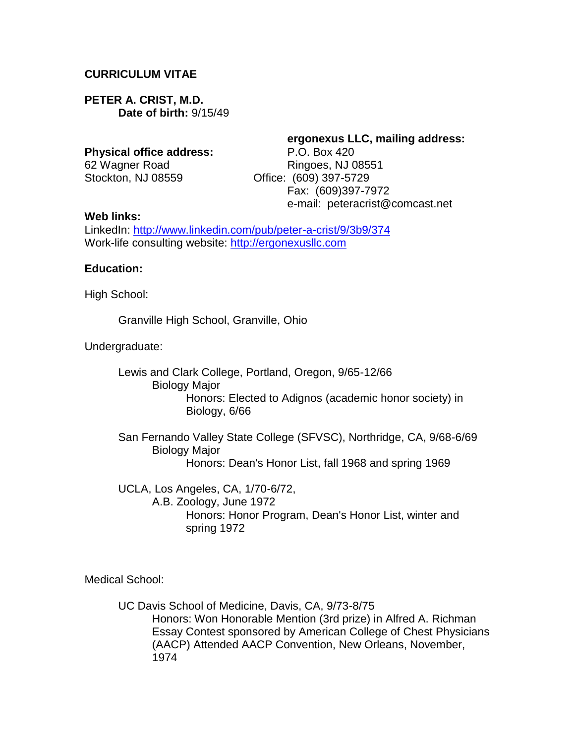**CURRICULUM VITAE**

**PETER A. CRIST, M.D.**
**Date of birth:** 9/15/49

**Physical office address:**
62 Wagner Road
Stockton, NJ 08559

**ergonexus LLC, mailing address:**
P.O. Box 420
Ringoes, NJ 08551
Office: (609) 397-5729
Fax: (609)397-7972
e-mail: peteracrist@comcast.net

**Web links:**
LinkedIn: [http://www.linkedin.com/pub/peter-a-crist/9/3b9/374](http://www.linkedin.com/pub/peter-a-crist/9/3b9/374)
Work-life consulting website: [http://ergonexusllc.com](http://ergonexusllc.com)

**Education:**

High School:

Granville High School, Granville, Ohio

Undergraduate:

Lewis and Clark College, Portland, Oregon, 9/65-12/66
Biology Major
Honors: Elected to Adignos (academic honor society) in Biology, 6/66

San Fernando Valley State College (SFVSC), Northridge, CA, 9/68-6/69
Biology Major
Honors: Dean's Honor List, fall 1968 and spring 1969

UCLA, Los Angeles, CA, 1/70-6/72,
A.B. Zoology, June 1972
Honors: Honor Program, Dean's Honor List, winter and spring 1972

Medical School:

UC Davis School of Medicine, Davis, CA, 9/73-8/75
Honors: Won Honorable Mention (3rd prize) in Alfred A. Richman Essay Contest sponsored by American College of Chest Physicians (AACP) Attended AACP Convention, New Orleans, November, 1974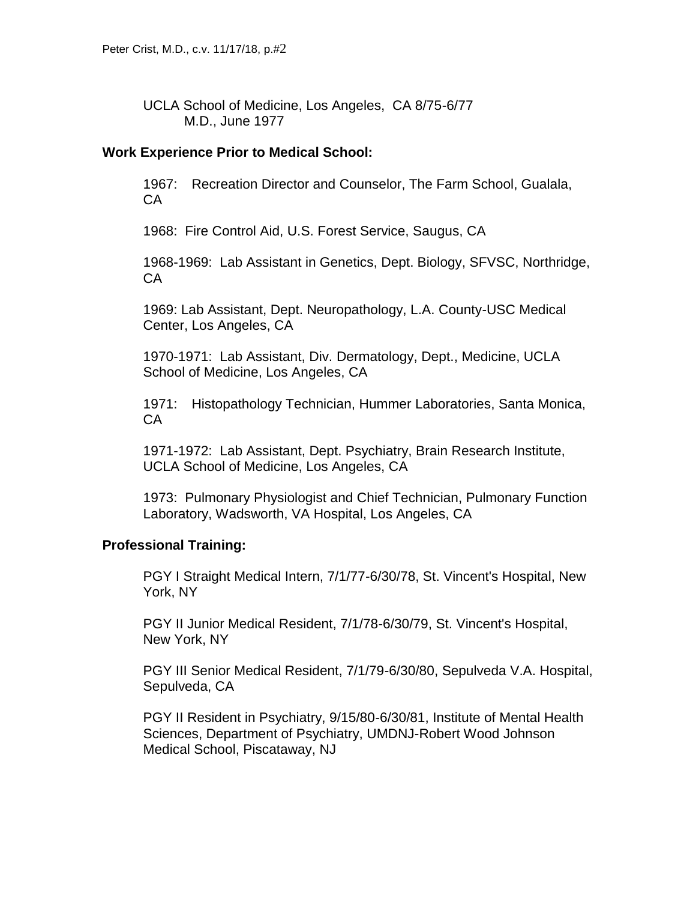UCLA School of Medicine, Los Angeles, CA 8/75-6/77
M.D., June 1977

## Work Experience Prior to Medical School:

1967: Recreation Director and Counselor, The Farm School, Gualala, CA

1968: Fire Control Aid, U.S. Forest Service, Saugus, CA

1968-1969: Lab Assistant in Genetics, Dept. Biology, SFVSC, Northridge, CA

1969: Lab Assistant, Dept. Neuropathology, L.A. County-USC Medical Center, Los Angeles, CA

1970-1971: Lab Assistant, Div. Dermatology, Dept., Medicine, UCLA School of Medicine, Los Angeles, CA

1971: Histopathology Technician, Hummer Laboratories, Santa Monica, CA

1971-1972: Lab Assistant, Dept. Psychiatry, Brain Research Institute, UCLA School of Medicine, Los Angeles, CA

1973: Pulmonary Physiologist and Chief Technician, Pulmonary Function Laboratory, Wadsworth, VA Hospital, Los Angeles, CA

## Professional Training:

PGY I Straight Medical Intern, 7/1/77-6/30/78, St. Vincent's Hospital, New York, NY

PGY II Junior Medical Resident, 7/1/78-6/30/79, St. Vincent's Hospital, New York, NY

PGY III Senior Medical Resident, 7/1/79-6/30/80, Sepulveda V.A. Hospital, Sepulveda, CA

PGY II Resident in Psychiatry, 9/15/80-6/30/81, Institute of Mental Health Sciences, Department of Psychiatry, UMDNJ-Robert Wood Johnson Medical School, Piscataway, NJ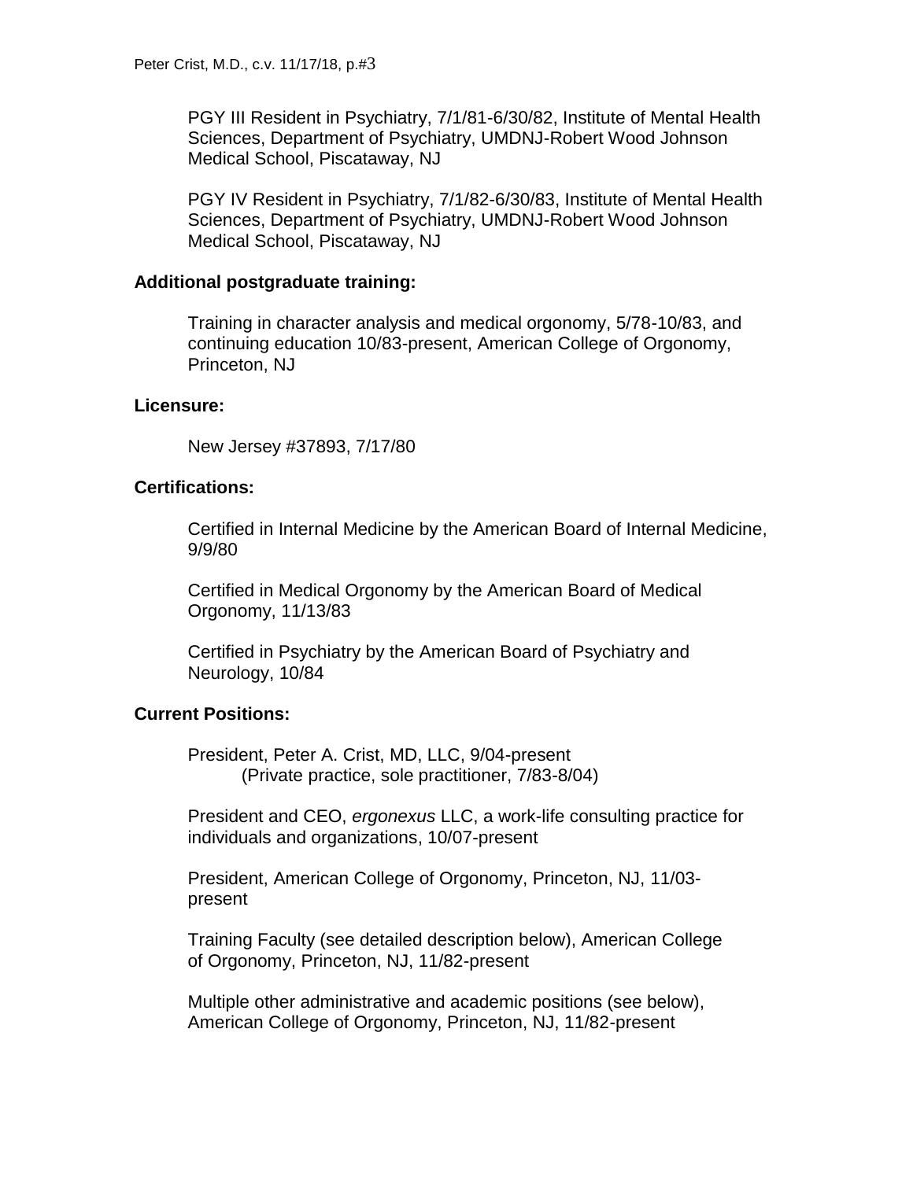PGY III Resident in Psychiatry, 7/1/81-6/30/82, Institute of Mental Health Sciences, Department of Psychiatry, UMDNJ-Robert Wood Johnson Medical School, Piscataway, NJ

PGY IV Resident in Psychiatry, 7/1/82-6/30/83, Institute of Mental Health Sciences, Department of Psychiatry, UMDNJ-Robert Wood Johnson Medical School, Piscataway, NJ

**Additional postgraduate training:**

Training in character analysis and medical orgonomy, 5/78-10/83, and continuing education 10/83-present, American College of Orgonomy, Princeton, NJ

**Licensure:**

New Jersey #37893, 7/17/80

**Certifications:**

Certified in Internal Medicine by the American Board of Internal Medicine, 9/9/80

Certified in Medical Orgonomy by the American Board of Medical Orgonomy, 11/13/83

Certified in Psychiatry by the American Board of Psychiatry and Neurology, 10/84

**Current Positions:**

President, Peter A. Crist, MD, LLC, 9/04-present
(Private practice, sole practitioner, 7/83-8/04)

President and CEO, *ergonexus* LLC, a work-life consulting practice for individuals and organizations, 10/07-present

President, American College of Orgonomy, Princeton, NJ, 11/03-present

Training Faculty (see detailed description below), American College of Orgonomy, Princeton, NJ, 11/82-present

Multiple other administrative and academic positions (see below), American College of Orgonomy, Princeton, NJ, 11/82-present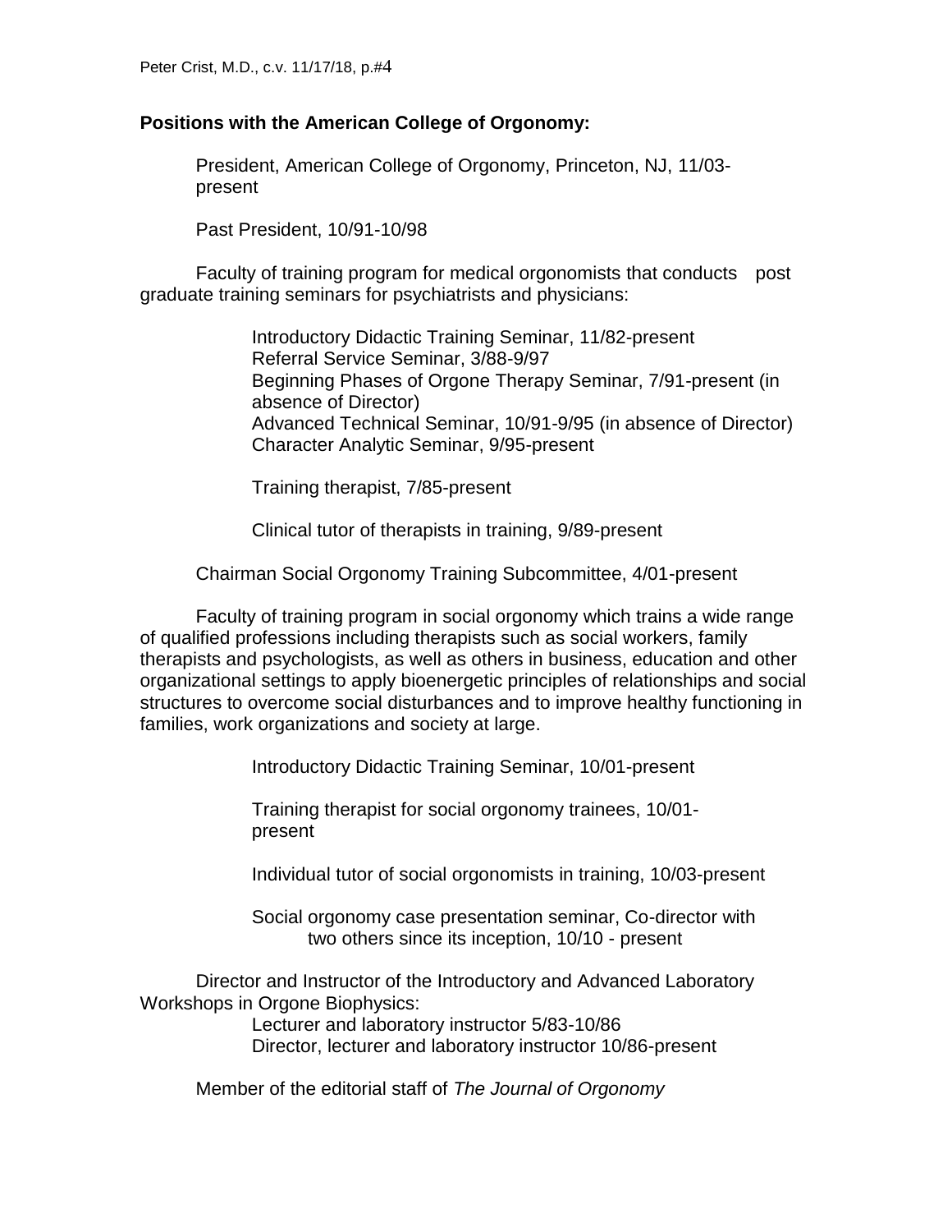**Positions with the American College of Orgonomy:**

President, American College of Orgonomy, Princeton, NJ, 11/03-present

Past President, 10/91-10/98

Faculty of training program for medical orgonomists that conducts post graduate training seminars for psychiatrists and physicians:

- Introductory Didactic Training Seminar, 11/82-present
- Referral Service Seminar, 3/88-9/97
- Beginning Phases of Orgone Therapy Seminar, 7/91-present (in absence of Director)
- Advanced Technical Seminar, 10/91-9/95 (in absence of Director)
- Character Analytic Seminar, 9/95-present

Training therapist, 7/85-present

Clinical tutor of therapists in training, 9/89-present

Chairman Social Orgonomy Training Subcommittee, 4/01-present

Faculty of training program in social orgonomy which trains a wide range of qualified professions including therapists such as social workers, family therapists and psychologists, as well as others in business, education and other organizational settings to apply bioenergetic principles of relationships and social structures to overcome social disturbances and to improve healthy functioning in families, work organizations and society at large.

Introductory Didactic Training Seminar, 10/01-present

Training therapist for social orgonomy trainees, 10/01-present

Individual tutor of social orgonomists in training, 10/03-present

Social orgonomy case presentation seminar, Co-director with two others since its inception, 10/10 - present

Director and Instructor of the Introductory and Advanced Laboratory Workshops in Orgone Biophysics:

- Lecturer and laboratory instructor 5/83-10/86
- Director, lecturer and laboratory instructor 10/86-present

Member of the editorial staff of *The Journal of Orgonomy*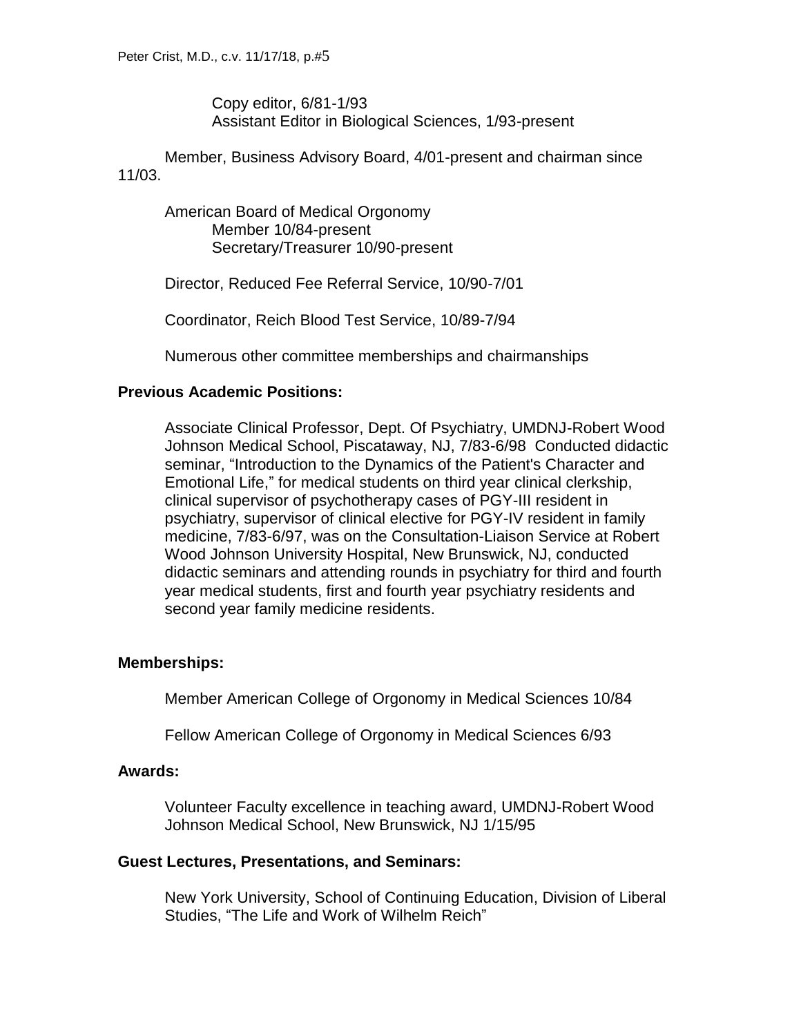Copy editor, 6/81-1/93
Assistant Editor in Biological Sciences, 1/93-present

Member, Business Advisory Board, 4/01-present and chairman since 11/03.

American Board of Medical Orgonomy
Member 10/84-present
Secretary/Treasurer 10/90-present

Director, Reduced Fee Referral Service, 10/90-7/01

Coordinator, Reich Blood Test Service, 10/89-7/94

Numerous other committee memberships and chairmanships

**Previous Academic Positions:**

Associate Clinical Professor, Dept. Of Psychiatry, UMDNJ-Robert Wood Johnson Medical School, Piscataway, NJ, 7/83-6/98 Conducted didactic seminar, "Introduction to the Dynamics of the Patient's Character and Emotional Life," for medical students on third year clinical clerkship, clinical supervisor of psychotherapy cases of PGY-III resident in psychiatry, supervisor of clinical elective for PGY-IV resident in family medicine, 7/83-6/97, was on the Consultation-Liaison Service at Robert Wood Johnson University Hospital, New Brunswick, NJ, conducted didactic seminars and attending rounds in psychiatry for third and fourth year medical students, first and fourth year psychiatry residents and second year family medicine residents.

**Memberships:**

Member American College of Orgonomy in Medical Sciences 10/84

Fellow American College of Orgonomy in Medical Sciences 6/93

**Awards:**

Volunteer Faculty excellence in teaching award, UMDNJ-Robert Wood Johnson Medical School, New Brunswick, NJ 1/15/95

**Guest Lectures, Presentations, and Seminars:**

New York University, School of Continuing Education, Division of Liberal Studies, "The Life and Work of Wilhelm Reich"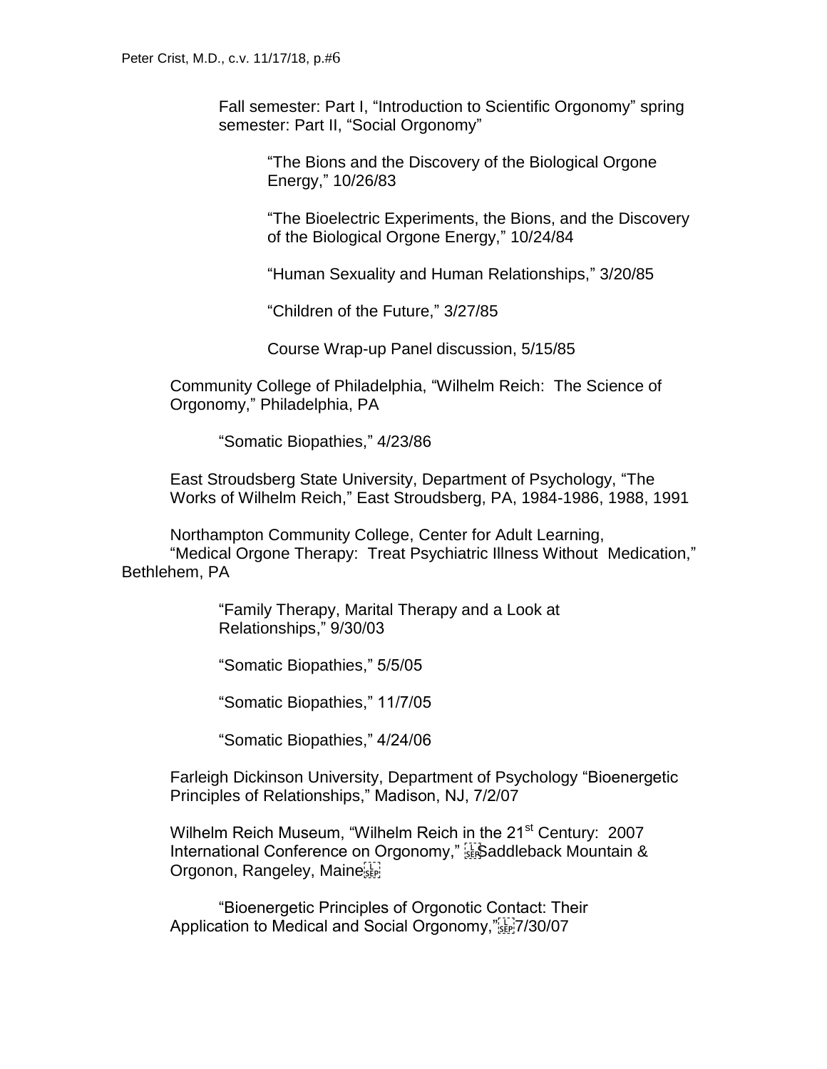Fall semester: Part I, "Introduction to Scientific Orgonomy" spring semester: Part II, "Social Orgonomy"

"The Bions and the Discovery of the Biological Orgone Energy," 10/26/83

"The Bioelectric Experiments, the Bions, and the Discovery of the Biological Orgone Energy," 10/24/84

"Human Sexuality and Human Relationships," 3/20/85

"Children of the Future," 3/27/85

Course Wrap-up Panel discussion, 5/15/85

Community College of Philadelphia, "Wilhelm Reich: The Science of Orgonomy," Philadelphia, PA

"Somatic Biopathies," 4/23/86

East Stroudsberg State University, Department of Psychology, "The Works of Wilhelm Reich," East Stroudsberg, PA, 1984-1986, 1988, 1991

Northampton Community College, Center for Adult Learning, "Medical Orgone Therapy: Treat Psychiatric Illness Without Medication," Bethlehem, PA

"Family Therapy, Marital Therapy and a Look at Relationships," 9/30/03

"Somatic Biopathies," 5/5/05

"Somatic Biopathies," 11/7/05

"Somatic Biopathies," 4/24/06

Farleigh Dickinson University, Department of Psychology "Bioenergetic Principles of Relationships," Madison, NJ, 7/2/07

Wilhelm Reich Museum, "Wilhelm Reich in the 21st Century: 2007 International Conference on Orgonomy," Saddleback Mountain & Orgonon, Rangeley, Maine

"Bioenergetic Principles of Orgonotic Contact: Their Application to Medical and Social Orgonomy," 7/30/07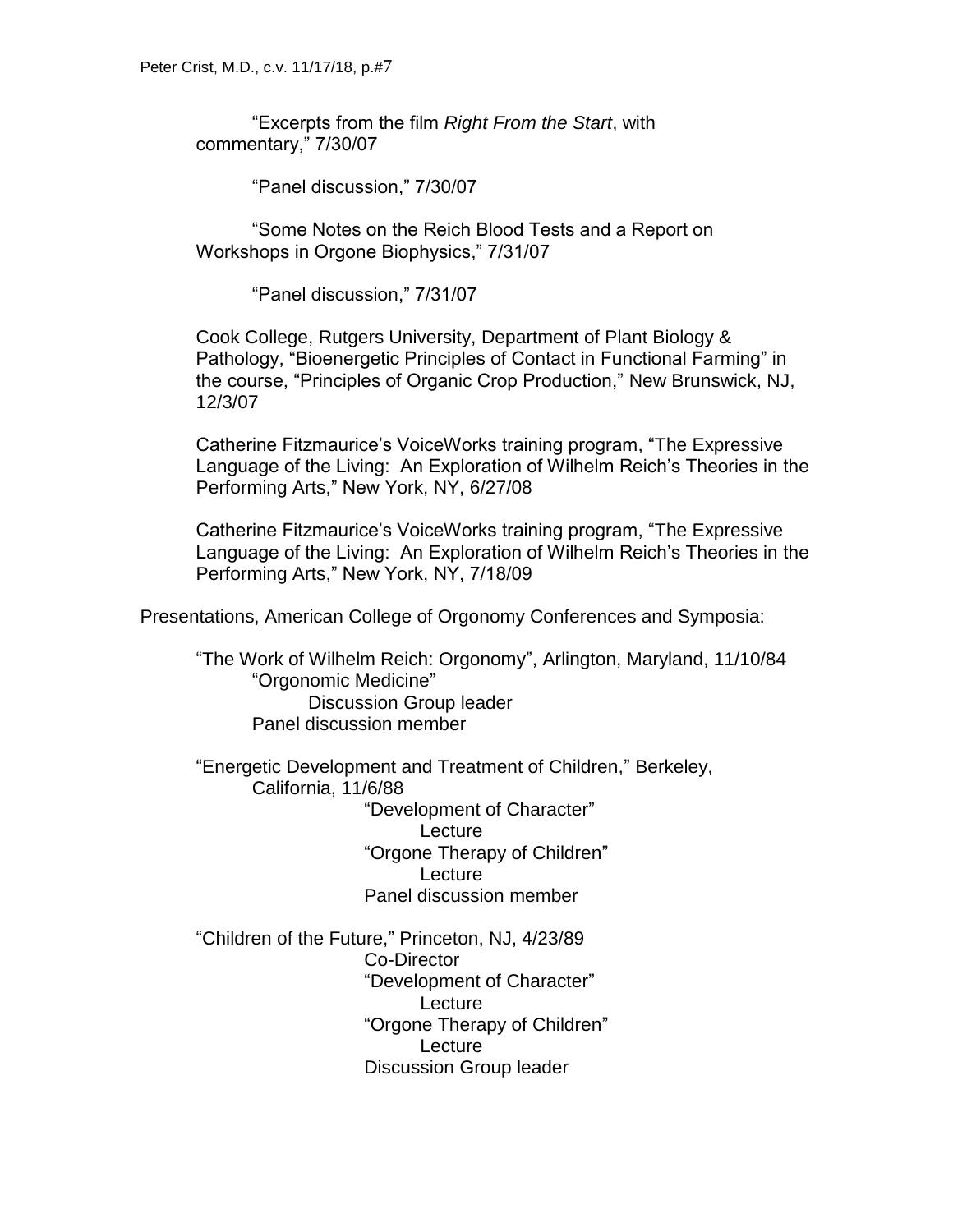"Excerpts from the film *Right From the Start*, with commentary," 7/30/07

"Panel discussion," 7/30/07

"Some Notes on the Reich Blood Tests and a Report on Workshops in Orgone Biophysics," 7/31/07

"Panel discussion," 7/31/07

Cook College, Rutgers University, Department of Plant Biology & Pathology, "Bioenergetic Principles of Contact in Functional Farming" in the course, "Principles of Organic Crop Production," New Brunswick, NJ, 12/3/07

Catherine Fitzmaurice's VoiceWorks training program, "The Expressive Language of the Living: An Exploration of Wilhelm Reich's Theories in the Performing Arts," New York, NY, 6/27/08

Catherine Fitzmaurice's VoiceWorks training program, "The Expressive Language of the Living: An Exploration of Wilhelm Reich's Theories in the Performing Arts," New York, NY, 7/18/09

Presentations, American College of Orgonomy Conferences and Symposia:

"The Work of Wilhelm Reich: Orgonomy", Arlington, Maryland, 11/10/84
- "Orgonomic Medicine"
  - Discussion Group leader
- Panel discussion member

"Energetic Development and Treatment of Children," Berkeley, California, 11/6/88
- "Development of Character"
  - Lecture
- "Orgone Therapy of Children"
  - Lecture
- Panel discussion member

"Children of the Future," Princeton, NJ, 4/23/89
- Co-Director
- "Development of Character"
  - Lecture
- "Orgone Therapy of Children"
  - Lecture
- Discussion Group leader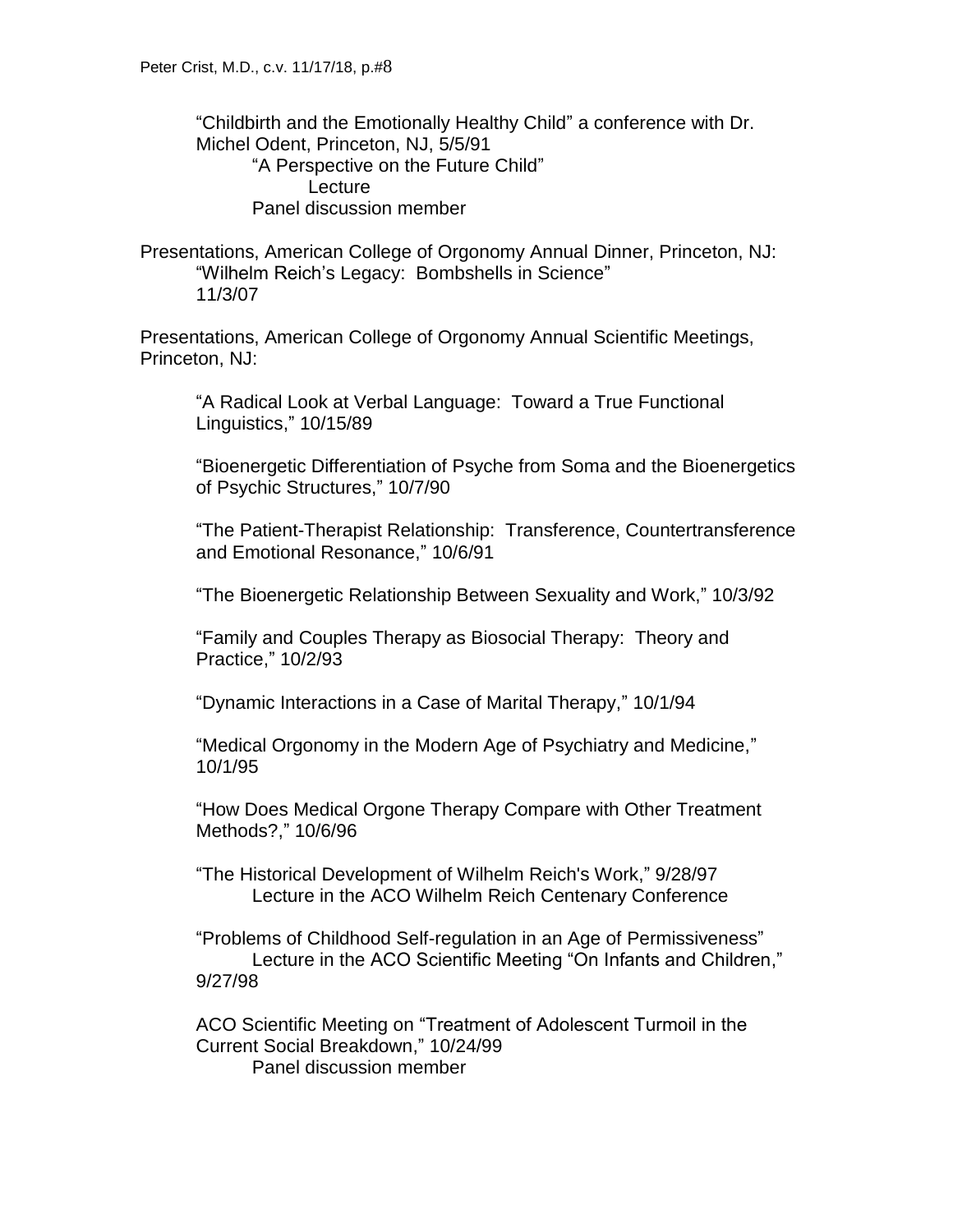"Childbirth and the Emotionally Healthy Child" a conference with Dr. Michel Odent, Princeton, NJ, 5/5/91
- "A Perspective on the Future Child"
  - Lecture
- Panel discussion member

Presentations, American College of Orgonomy Annual Dinner, Princeton, NJ:
- "Wilhelm Reich's Legacy: Bombshells in Science" 11/3/07

Presentations, American College of Orgonomy Annual Scientific Meetings, Princeton, NJ:

- "A Radical Look at Verbal Language: Toward a True Functional Linguistics," 10/15/89

- "Bioenergetic Differentiation of Psyche from Soma and the Bioenergetics of Psychic Structures," 10/7/90

- "The Patient-Therapist Relationship: Transference, Countertransference and Emotional Resonance," 10/6/91

- "The Bioenergetic Relationship Between Sexuality and Work," 10/3/92

- "Family and Couples Therapy as Biosocial Therapy: Theory and Practice," 10/2/93

- "Dynamic Interactions in a Case of Marital Therapy," 10/1/94

- "Medical Orgonomy in the Modern Age of Psychiatry and Medicine," 10/1/95

- "How Does Medical Orgone Therapy Compare with Other Treatment Methods?," 10/6/96

- "The Historical Development of Wilhelm Reich's Work," 9/28/97
  - Lecture in the ACO Wilhelm Reich Centenary Conference

- "Problems of Childhood Self-regulation in an Age of Permissiveness"
  - Lecture in the ACO Scientific Meeting "On Infants and Children," 9/27/98

- ACO Scientific Meeting on "Treatment of Adolescent Turmoil in the Current Social Breakdown," 10/24/99
  - Panel discussion member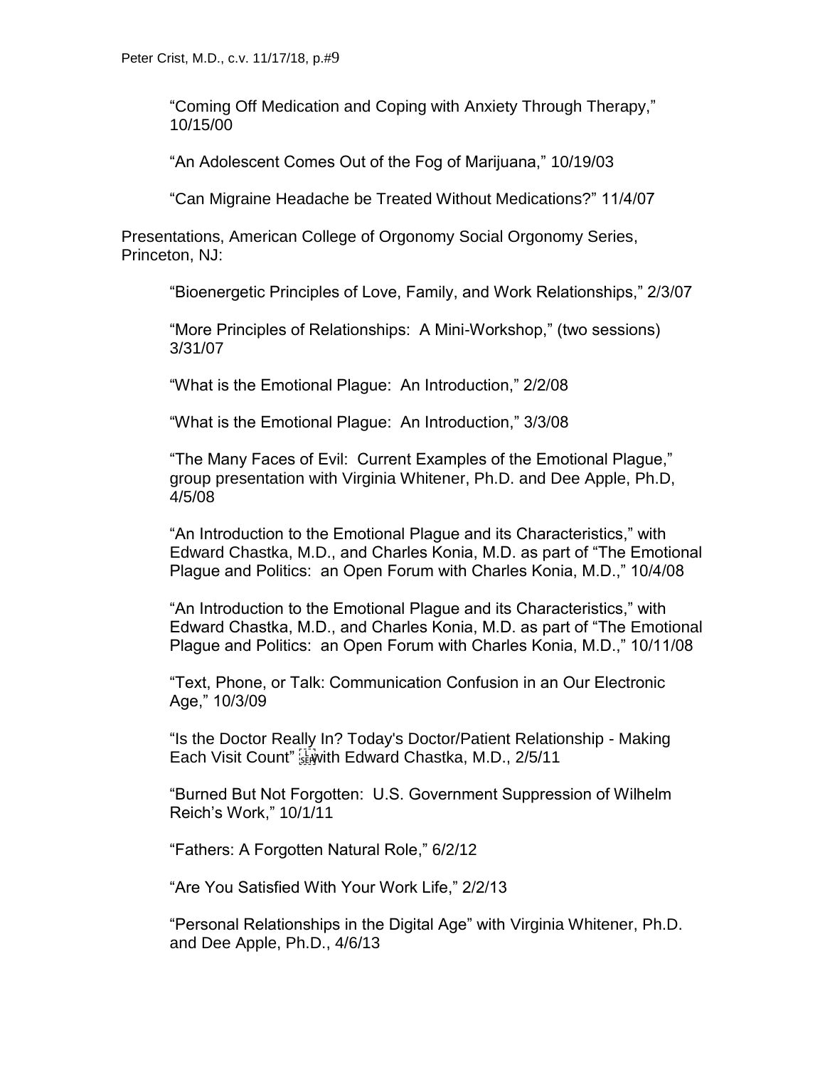"Coming Off Medication and Coping with Anxiety Through Therapy," 10/15/00

"An Adolescent Comes Out of the Fog of Marijuana," 10/19/03

"Can Migraine Headache be Treated Without Medications?" 11/4/07

Presentations, American College of Orgonomy Social Orgonomy Series, Princeton, NJ:

"Bioenergetic Principles of Love, Family, and Work Relationships," 2/3/07

"More Principles of Relationships: A Mini-Workshop," (two sessions) 3/31/07

"What is the Emotional Plague: An Introduction," 2/2/08

"What is the Emotional Plague: An Introduction," 3/3/08

"The Many Faces of Evil: Current Examples of the Emotional Plague," group presentation with Virginia Whitener, Ph.D. and Dee Apple, Ph.D, 4/5/08

"An Introduction to the Emotional Plague and its Characteristics," with Edward Chastka, M.D., and Charles Konia, M.D. as part of "The Emotional Plague and Politics: an Open Forum with Charles Konia, M.D.," 10/4/08

"An Introduction to the Emotional Plague and its Characteristics," with Edward Chastka, M.D., and Charles Konia, M.D. as part of "The Emotional Plague and Politics: an Open Forum with Charles Konia, M.D.," 10/11/08

"Text, Phone, or Talk: Communication Confusion in an Our Electronic Age," 10/3/09

"Is the Doctor Really In? Today's Doctor/Patient Relationship - Making Each Visit Count" with Edward Chastka, M.D., 2/5/11

"Burned But Not Forgotten: U.S. Government Suppression of Wilhelm Reich's Work," 10/1/11

"Fathers: A Forgotten Natural Role," 6/2/12

"Are You Satisfied With Your Work Life," 2/2/13

"Personal Relationships in the Digital Age" with Virginia Whitener, Ph.D. and Dee Apple, Ph.D., 4/6/13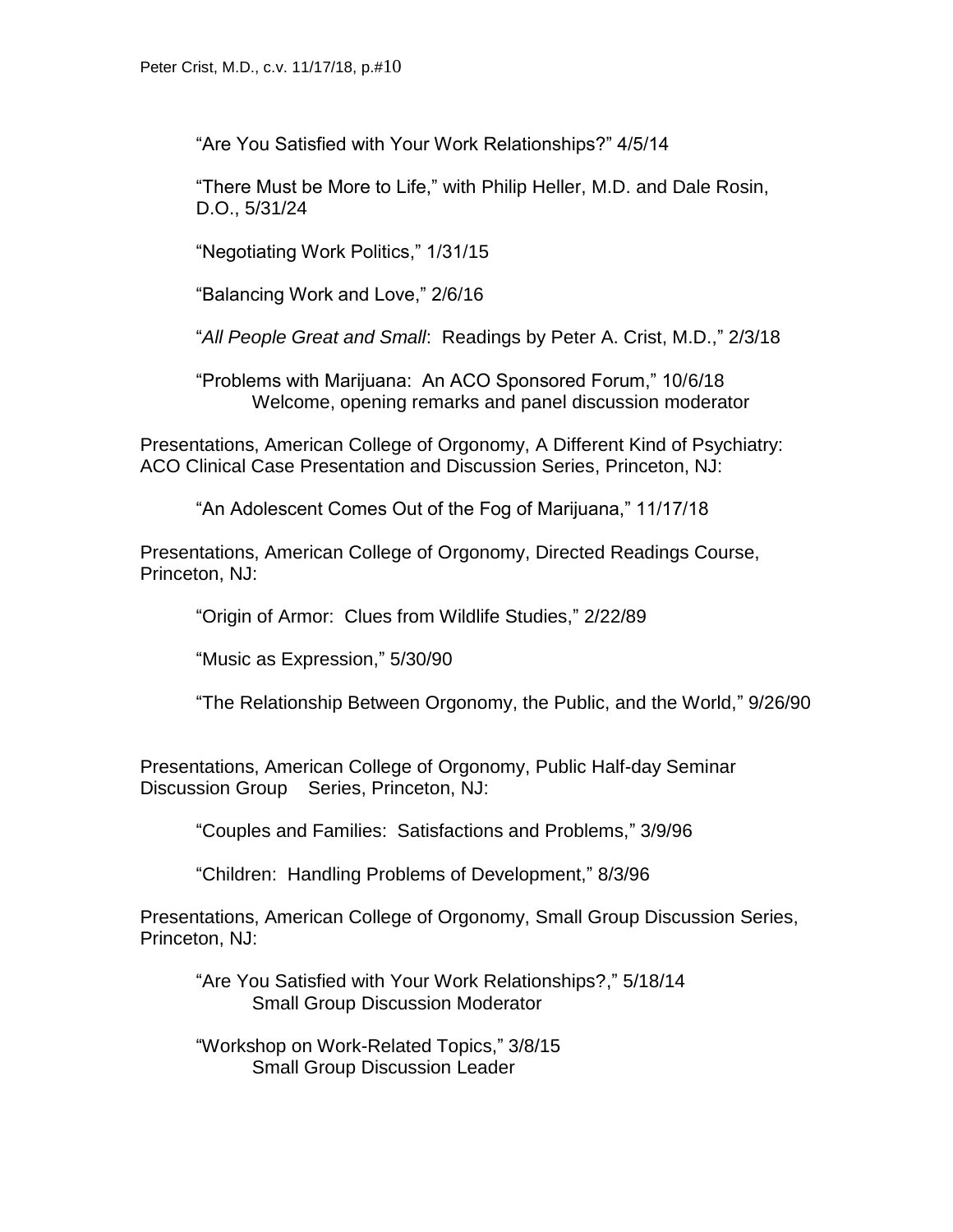"Are You Satisfied with Your Work Relationships?" 4/5/14

"There Must be More to Life," with Philip Heller, M.D. and Dale Rosin, D.O., 5/31/24

"Negotiating Work Politics," 1/31/15

"Balancing Work and Love," 2/6/16

"*All People Great and Small*: Readings by Peter A. Crist, M.D.," 2/3/18

"Problems with Marijuana: An ACO Sponsored Forum," 10/6/18
Welcome, opening remarks and panel discussion moderator

Presentations, American College of Orgonomy, A Different Kind of Psychiatry: ACO Clinical Case Presentation and Discussion Series, Princeton, NJ:

"An Adolescent Comes Out of the Fog of Marijuana," 11/17/18

Presentations, American College of Orgonomy, Directed Readings Course, Princeton, NJ:

"Origin of Armor: Clues from Wildlife Studies," 2/22/89

"Music as Expression," 5/30/90

"The Relationship Between Orgonomy, the Public, and the World," 9/26/90

Presentations, American College of Orgonomy, Public Half-day Seminar Discussion Group Series, Princeton, NJ:

"Couples and Families: Satisfactions and Problems," 3/9/96

"Children: Handling Problems of Development," 8/3/96

Presentations, American College of Orgonomy, Small Group Discussion Series, Princeton, NJ:

"Are You Satisfied with Your Work Relationships?," 5/18/14
Small Group Discussion Moderator

"Workshop on Work-Related Topics," 3/8/15
Small Group Discussion Leader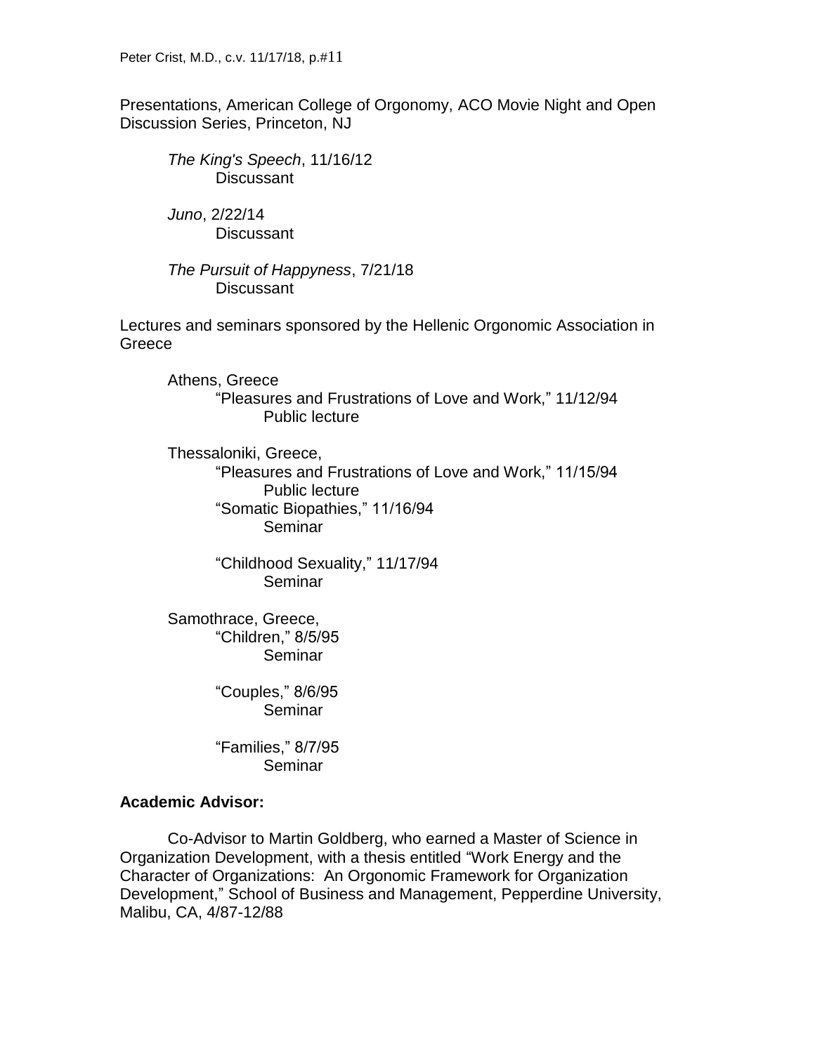Presentations, American College of Orgonomy, ACO Movie Night and Open Discussion Series, Princeton, NJ

*The King's Speech*, 11/16/12
Discussant

*Juno*, 2/22/14
Discussant

*The Pursuit of Happyness*, 7/21/18
Discussant

Lectures and seminars sponsored by the Hellenic Orgonomic Association in Greece

Athens, Greece
"Pleasures and Frustrations of Love and Work," 11/12/94
Public lecture

Thessaloniki, Greece,
"Pleasures and Frustrations of Love and Work," 11/15/94
Public lecture
"Somatic Biopathies," 11/16/94
Seminar

"Childhood Sexuality," 11/17/94
Seminar

Samothrace, Greece,
"Children," 8/5/95
Seminar

"Couples," 8/6/95
Seminar

"Families," 8/7/95
Seminar

**Academic Advisor:**

Co-Advisor to Martin Goldberg, who earned a Master of Science in Organization Development, with a thesis entitled "Work Energy and the Character of Organizations: An Orgonomic Framework for Organization Development," School of Business and Management, Pepperdine University, Malibu, CA, 4/87-12/88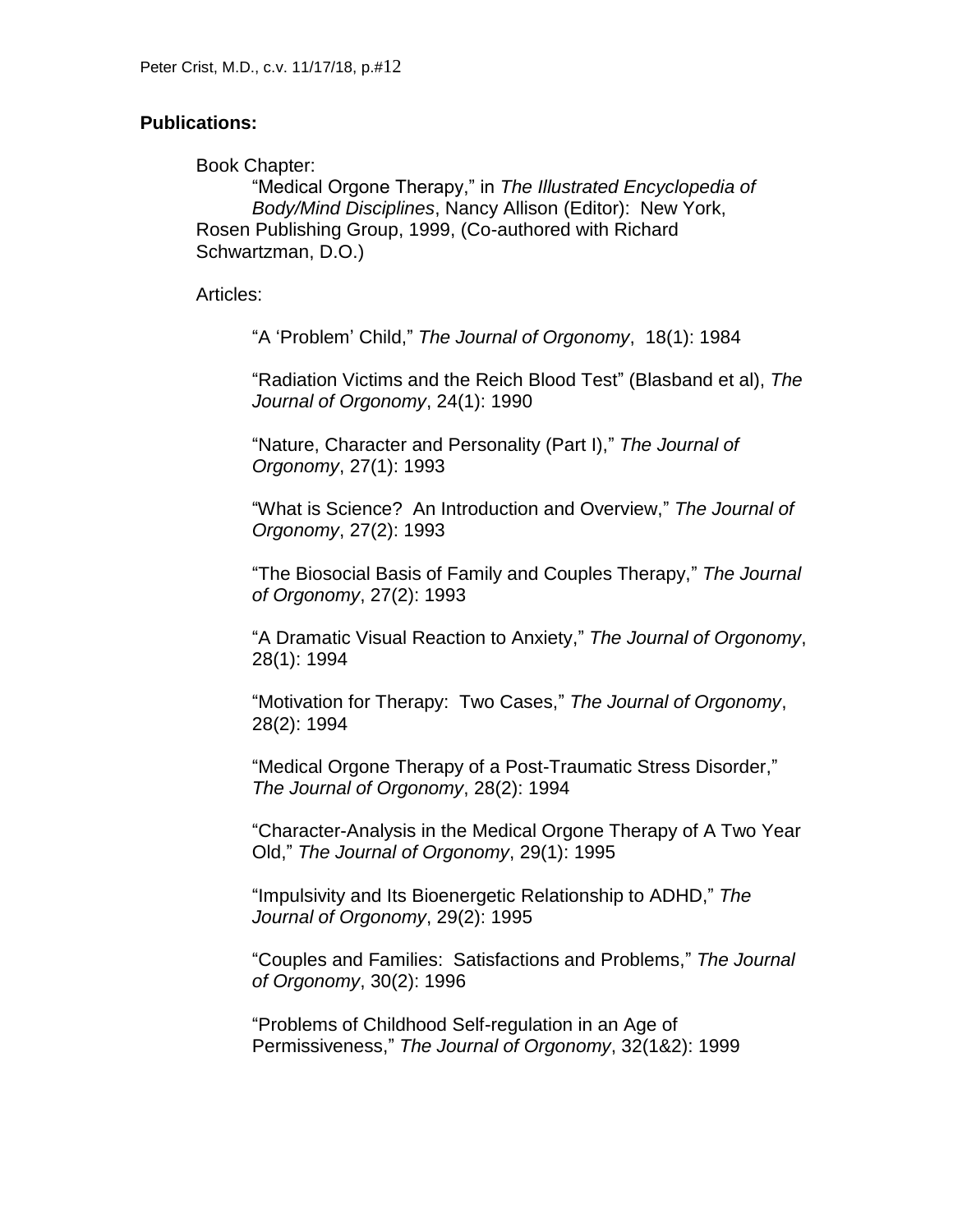## Publications:

Book Chapter:

"Medical Orgone Therapy," in *The Illustrated Encyclopedia of Body/Mind Disciplines*, Nancy Allison (Editor): New York, Rosen Publishing Group, 1999, (Co-authored with Richard Schwartzman, D.O.)

Articles:

"A 'Problem' Child," *The Journal of Orgonomy*, 18(1): 1984

"Radiation Victims and the Reich Blood Test" (Blasband et al), *The Journal of Orgonomy*, 24(1): 1990

"Nature, Character and Personality (Part I)," *The Journal of Orgonomy*, 27(1): 1993

"What is Science? An Introduction and Overview," *The Journal of Orgonomy*, 27(2): 1993

"The Biosocial Basis of Family and Couples Therapy," *The Journal of Orgonomy*, 27(2): 1993

"A Dramatic Visual Reaction to Anxiety," *The Journal of Orgonomy*, 28(1): 1994

"Motivation for Therapy: Two Cases," *The Journal of Orgonomy*, 28(2): 1994

"Medical Orgone Therapy of a Post-Traumatic Stress Disorder," *The Journal of Orgonomy*, 28(2): 1994

"Character-Analysis in the Medical Orgone Therapy of A Two Year Old," *The Journal of Orgonomy*, 29(1): 1995

"Impulsivity and Its Bioenergetic Relationship to ADHD," *The Journal of Orgonomy*, 29(2): 1995

"Couples and Families: Satisfactions and Problems," *The Journal of Orgonomy*, 30(2): 1996

"Problems of Childhood Self-regulation in an Age of Permissiveness," *The Journal of Orgonomy*, 32(1&2): 1999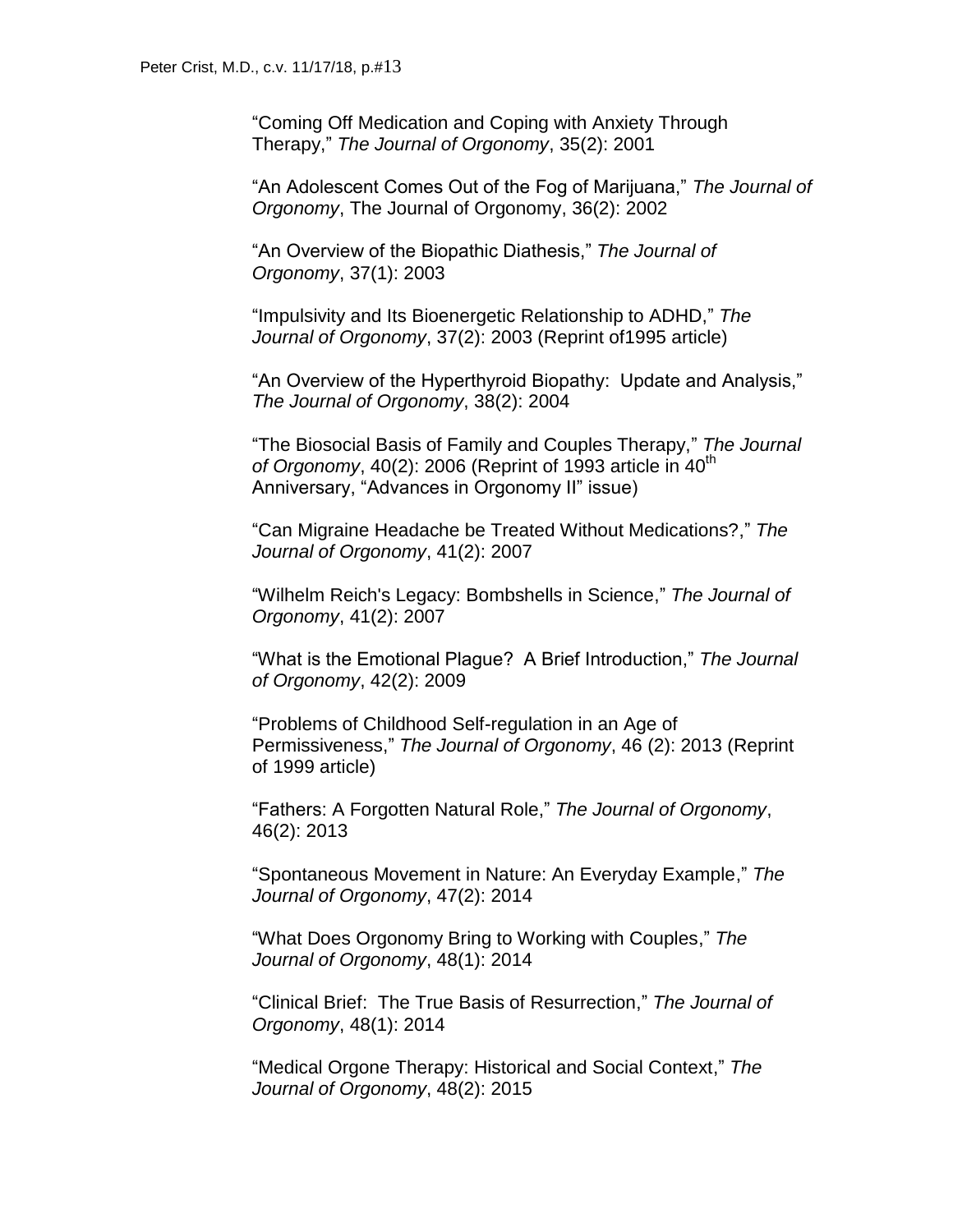"Coming Off Medication and Coping with Anxiety Through Therapy," *The Journal of Orgonomy*, 35(2): 2001

"An Adolescent Comes Out of the Fog of Marijuana," *The Journal of Orgonomy*, The Journal of Orgonomy, 36(2): 2002

"An Overview of the Biopathic Diathesis," *The Journal of Orgonomy*, 37(1): 2003

"Impulsivity and Its Bioenergetic Relationship to ADHD," *The Journal of Orgonomy*, 37(2): 2003 (Reprint of1995 article)

"An Overview of the Hyperthyroid Biopathy: Update and Analysis," *The Journal of Orgonomy*, 38(2): 2004

"The Biosocial Basis of Family and Couples Therapy," *The Journal of Orgonomy*, 40(2): 2006 (Reprint of 1993 article in 40th Anniversary, "Advances in Orgonomy II" issue)

"Can Migraine Headache be Treated Without Medications?," *The Journal of Orgonomy*, 41(2): 2007

"Wilhelm Reich's Legacy: Bombshells in Science," *The Journal of Orgonomy*, 41(2): 2007

"What is the Emotional Plague? A Brief Introduction," *The Journal of Orgonomy*, 42(2): 2009

"Problems of Childhood Self-regulation in an Age of Permissiveness," *The Journal of Orgonomy*, 46 (2): 2013 (Reprint of 1999 article)

"Fathers: A Forgotten Natural Role," *The Journal of Orgonomy*, 46(2): 2013

"Spontaneous Movement in Nature: An Everyday Example," *The Journal of Orgonomy*, 47(2): 2014

"What Does Orgonomy Bring to Working with Couples," *The Journal of Orgonomy*, 48(1): 2014

"Clinical Brief: The True Basis of Resurrection," *The Journal of Orgonomy*, 48(1): 2014

"Medical Orgone Therapy: Historical and Social Context," *The Journal of Orgonomy*, 48(2): 2015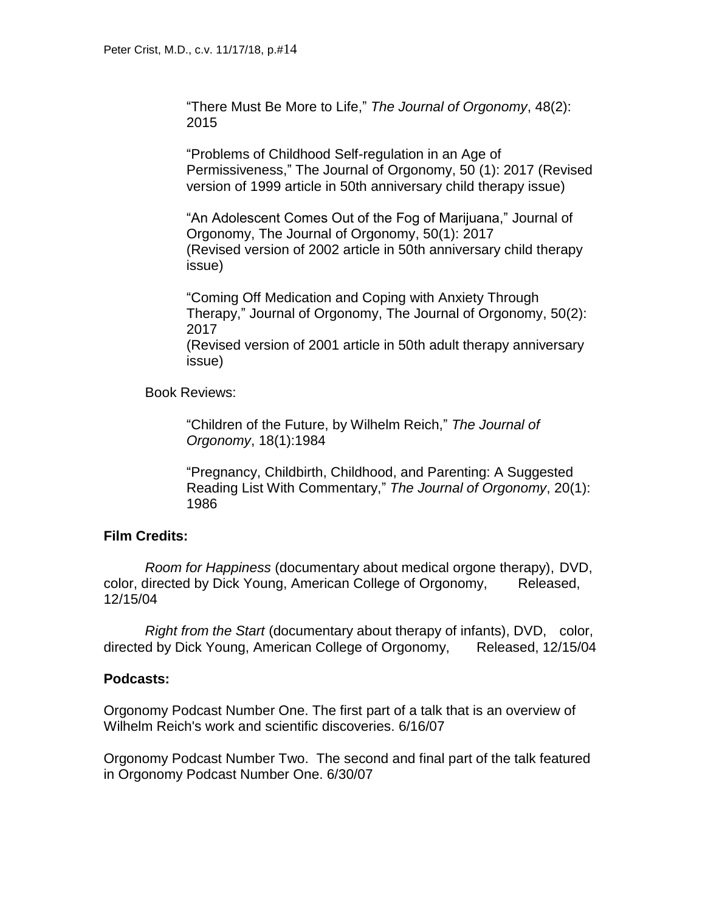"There Must Be More to Life," *The Journal of Orgonomy*, 48(2): 2015

"Problems of Childhood Self-regulation in an Age of Permissiveness," The Journal of Orgonomy, 50 (1): 2017 (Revised version of 1999 article in 50th anniversary child therapy issue)

"An Adolescent Comes Out of the Fog of Marijuana," Journal of Orgonomy, The Journal of Orgonomy, 50(1): 2017 (Revised version of 2002 article in 50th anniversary child therapy issue)

"Coming Off Medication and Coping with Anxiety Through Therapy," Journal of Orgonomy, The Journal of Orgonomy, 50(2): 2017
(Revised version of 2001 article in 50th adult therapy anniversary issue)

Book Reviews:

"Children of the Future, by Wilhelm Reich," *The Journal of Orgonomy*, 18(1):1984

"Pregnancy, Childbirth, Childhood, and Parenting: A Suggested Reading List With Commentary," *The Journal of Orgonomy*, 20(1): 1986

**Film Credits:**

*Room for Happiness* (documentary about medical orgone therapy), DVD, color, directed by Dick Young, American College of Orgonomy, Released, 12/15/04

*Right from the Start* (documentary about therapy of infants), DVD, color, directed by Dick Young, American College of Orgonomy, Released, 12/15/04

**Podcasts:**

Orgonomy Podcast Number One. The first part of a talk that is an overview of Wilhelm Reich's work and scientific discoveries. 6/16/07

Orgonomy Podcast Number Two. The second and final part of the talk featured in Orgonomy Podcast Number One. 6/30/07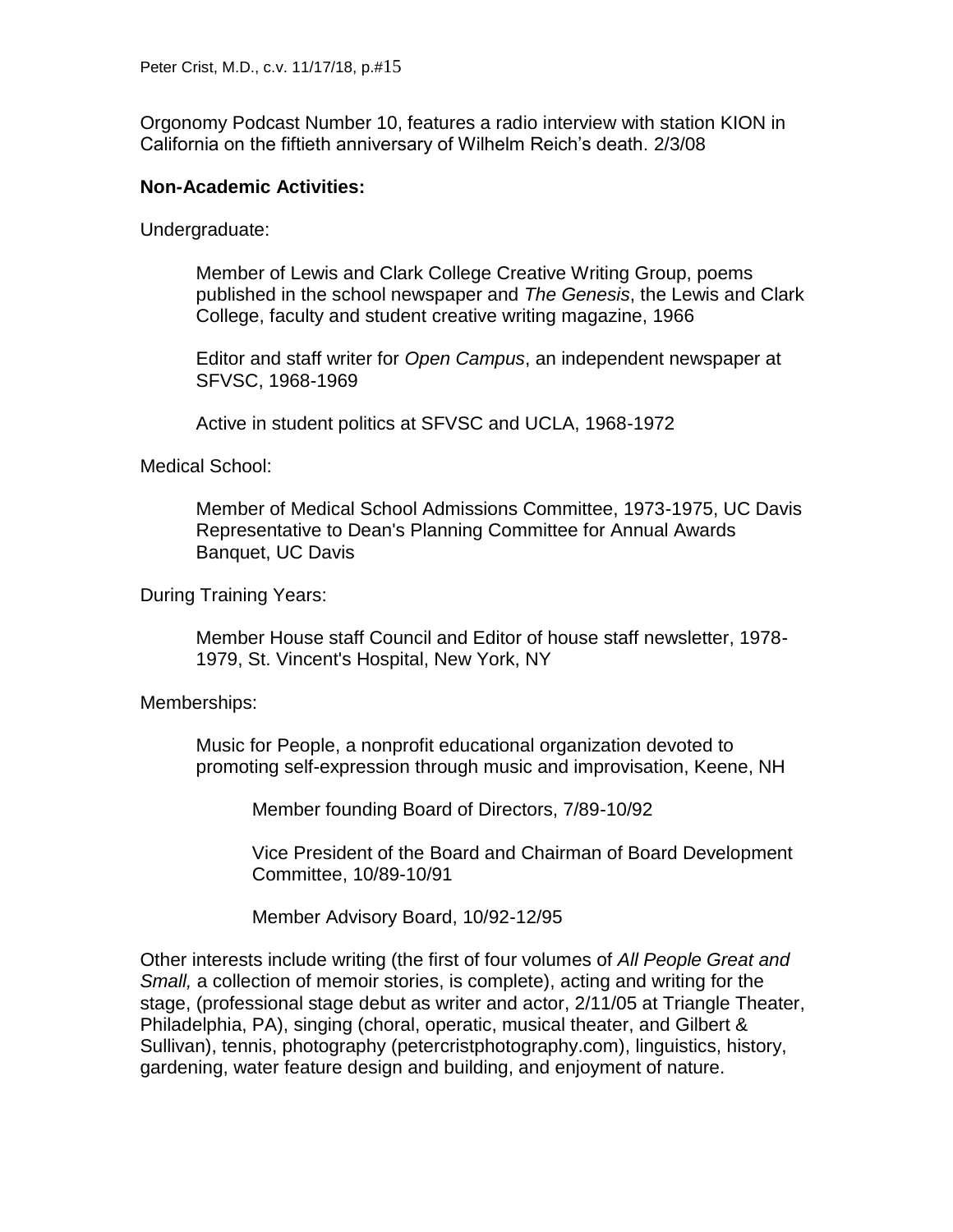Orgonomy Podcast Number 10, features a radio interview with station KION in California on the fiftieth anniversary of Wilhelm Reich's death. 2/3/08

**Non-Academic Activities:**

Undergraduate:

Member of Lewis and Clark College Creative Writing Group, poems published in the school newspaper and *The Genesis*, the Lewis and Clark College, faculty and student creative writing magazine, 1966

Editor and staff writer for *Open Campus*, an independent newspaper at SFVSC, 1968-1969

Active in student politics at SFVSC and UCLA, 1968-1972

Medical School:

Member of Medical School Admissions Committee, 1973-1975, UC Davis
Representative to Dean's Planning Committee for Annual Awards Banquet, UC Davis

During Training Years:

Member House staff Council and Editor of house staff newsletter, 1978-1979, St. Vincent's Hospital, New York, NY

Memberships:

Music for People, a nonprofit educational organization devoted to promoting self-expression through music and improvisation, Keene, NH

Member founding Board of Directors, 7/89-10/92

Vice President of the Board and Chairman of Board Development Committee, 10/89-10/91

Member Advisory Board, 10/92-12/95

Other interests include writing (the first of four volumes of *All People Great and Small,* a collection of memoir stories, is complete), acting and writing for the stage, (professional stage debut as writer and actor, 2/11/05 at Triangle Theater, Philadelphia, PA), singing (choral, operatic, musical theater, and Gilbert & Sullivan), tennis, photography (petercristphotography.com), linguistics, history, gardening, water feature design and building, and enjoyment of nature.